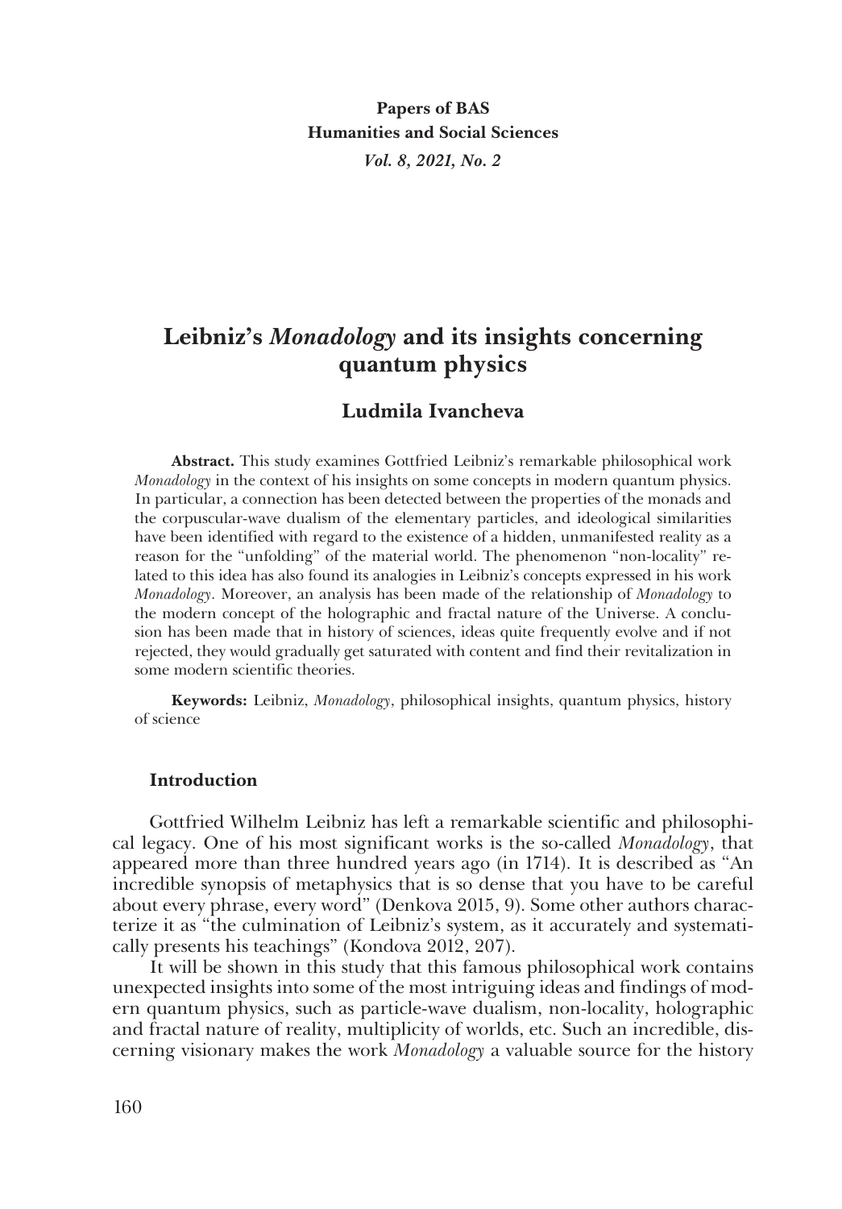**Papers of BAS**
**Humanities and Social Sciences**
***Vol. 8, 2021, No. 2***

# Leibniz's *Monadology* and its insights concerning quantum physics

## Ludmila Ivancheva

**Abstract.** This study examines Gottfried Leibniz's remarkable philosophical work *Monadology* in the context of his insights on some concepts in modern quantum physics. In particular, a connection has been detected between the properties of the monads and the corpuscular-wave dualism of the elementary particles, and ideological similarities have been identified with regard to the existence of a hidden, unmanifested reality as a reason for the "unfolding" of the material world. The phenomenon "non-locality" related to this idea has also found its analogies in Leibniz's concepts expressed in his work *Monadology*. Moreover, an analysis has been made of the relationship of *Monadology* to the modern concept of the holographic and fractal nature of the Universe. A conclusion has been made that in history of sciences, ideas quite frequently evolve and if not rejected, they would gradually get saturated with content and find their revitalization in some modern scientific theories.

**Keywords:** Leibniz, *Monadology*, philosophical insights, quantum physics, history of science

### Introduction

Gottfried Wilhelm Leibniz has left a remarkable scientific and philosophical legacy. One of his most significant works is the so-called *Monadology*, that appeared more than three hundred years ago (in 1714). It is described as "An incredible synopsis of metaphysics that is so dense that you have to be careful about every phrase, every word" (Denkova 2015, 9). Some other authors characterize it as "the culmination of Leibniz's system, as it accurately and systematically presents his teachings" (Kondova 2012, 207).

It will be shown in this study that this famous philosophical work contains unexpected insights into some of the most intriguing ideas and findings of modern quantum physics, such as particle-wave dualism, non-locality, holographic and fractal nature of reality, multiplicity of worlds, etc. Such an incredible, discerning visionary makes the work *Monadology* a valuable source for the history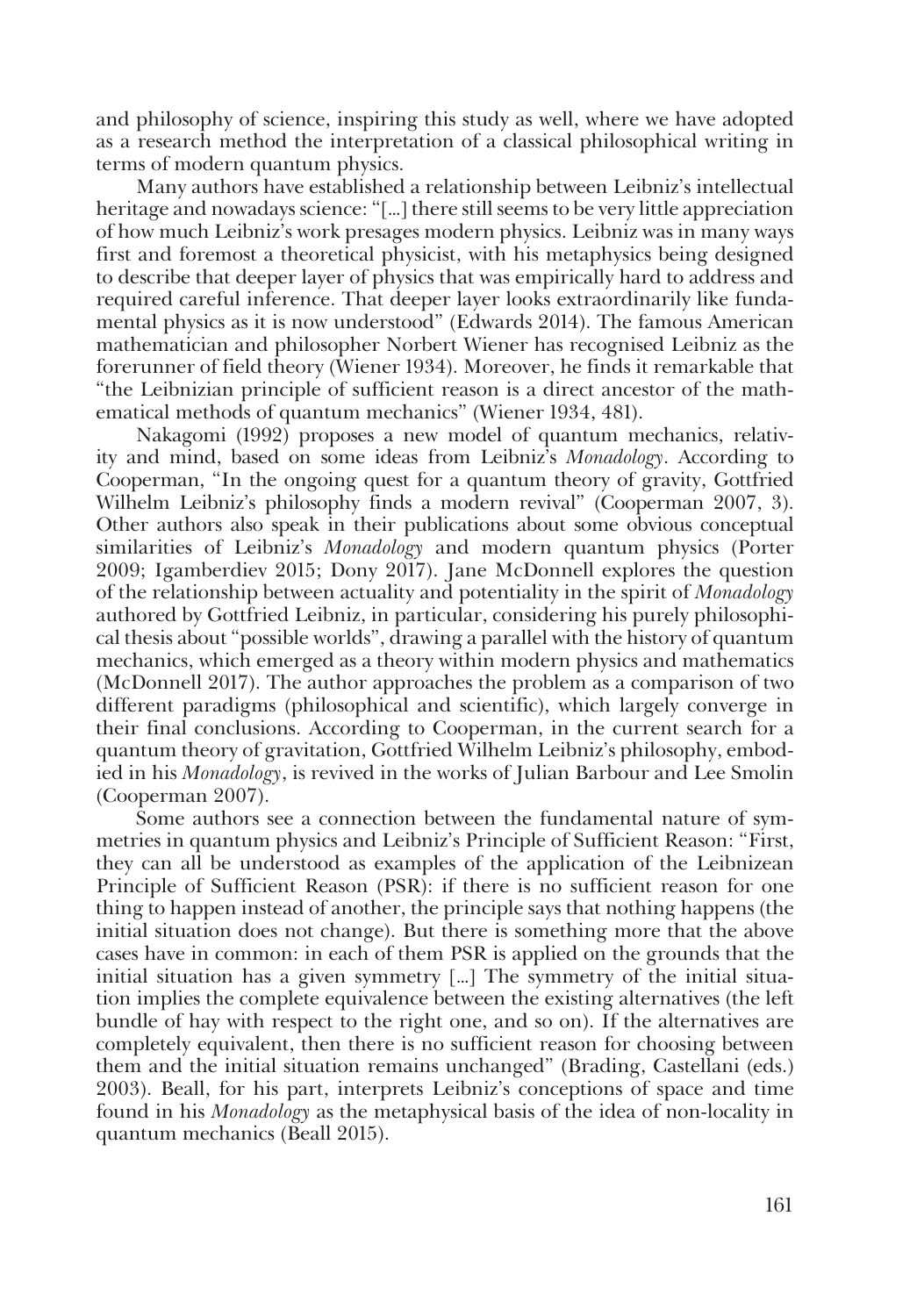and philosophy of science, inspiring this study as well, where we have adopted as a research method the interpretation of a classical philosophical writing in terms of modern quantum physics.

Many authors have established a relationship between Leibniz's intellectual heritage and nowadays science: "[...] there still seems to be very little appreciation of how much Leibniz's work presages modern physics. Leibniz was in many ways first and foremost a theoretical physicist, with his metaphysics being designed to describe that deeper layer of physics that was empirically hard to address and required careful inference. That deeper layer looks extraordinarily like fundamental physics as it is now understood" (Edwards 2014). The famous American mathematician and philosopher Norbert Wiener has recognised Leibniz as the forerunner of field theory (Wiener 1934). Moreover, he finds it remarkable that "the Leibnizian principle of sufficient reason is a direct ancestor of the mathematical methods of quantum mechanics" (Wiener 1934, 481).

Nakagomi (1992) proposes a new model of quantum mechanics, relativity and mind, based on some ideas from Leibniz's *Monadology*. According to Cooperman, "In the ongoing quest for a quantum theory of gravity, Gottfried Wilhelm Leibniz's philosophy finds a modern revival" (Cooperman 2007, 3). Other authors also speak in their publications about some obvious conceptual similarities of Leibniz's *Monadology* and modern quantum physics (Porter 2009; Igamberdiev 2015; Dony 2017). Jane McDonnell explores the question of the relationship between actuality and potentiality in the spirit of *Monadology* authored by Gottfried Leibniz, in particular, considering his purely philosophical thesis about "possible worlds", drawing a parallel with the history of quantum mechanics, which emerged as a theory within modern physics and mathematics (McDonnell 2017). The author approaches the problem as a comparison of two different paradigms (philosophical and scientific), which largely converge in their final conclusions. According to Cooperman, in the current search for a quantum theory of gravitation, Gottfried Wilhelm Leibniz's philosophy, embodied in his *Monadology*, is revived in the works of Julian Barbour and Lee Smolin (Cooperman 2007).

Some authors see a connection between the fundamental nature of symmetries in quantum physics and Leibniz's Principle of Sufficient Reason: "First, they can all be understood as examples of the application of the Leibnizean Principle of Sufficient Reason (PSR): if there is no sufficient reason for one thing to happen instead of another, the principle says that nothing happens (the initial situation does not change). But there is something more that the above cases have in common: in each of them PSR is applied on the grounds that the initial situation has a given symmetry [...] The symmetry of the initial situation implies the complete equivalence between the existing alternatives (the left bundle of hay with respect to the right one, and so on). If the alternatives are completely equivalent, then there is no sufficient reason for choosing between them and the initial situation remains unchanged" (Brading, Castellani (eds.) 2003). Beall, for his part, interprets Leibniz's conceptions of space and time found in his *Monadology* as the metaphysical basis of the idea of non-locality in quantum mechanics (Beall 2015).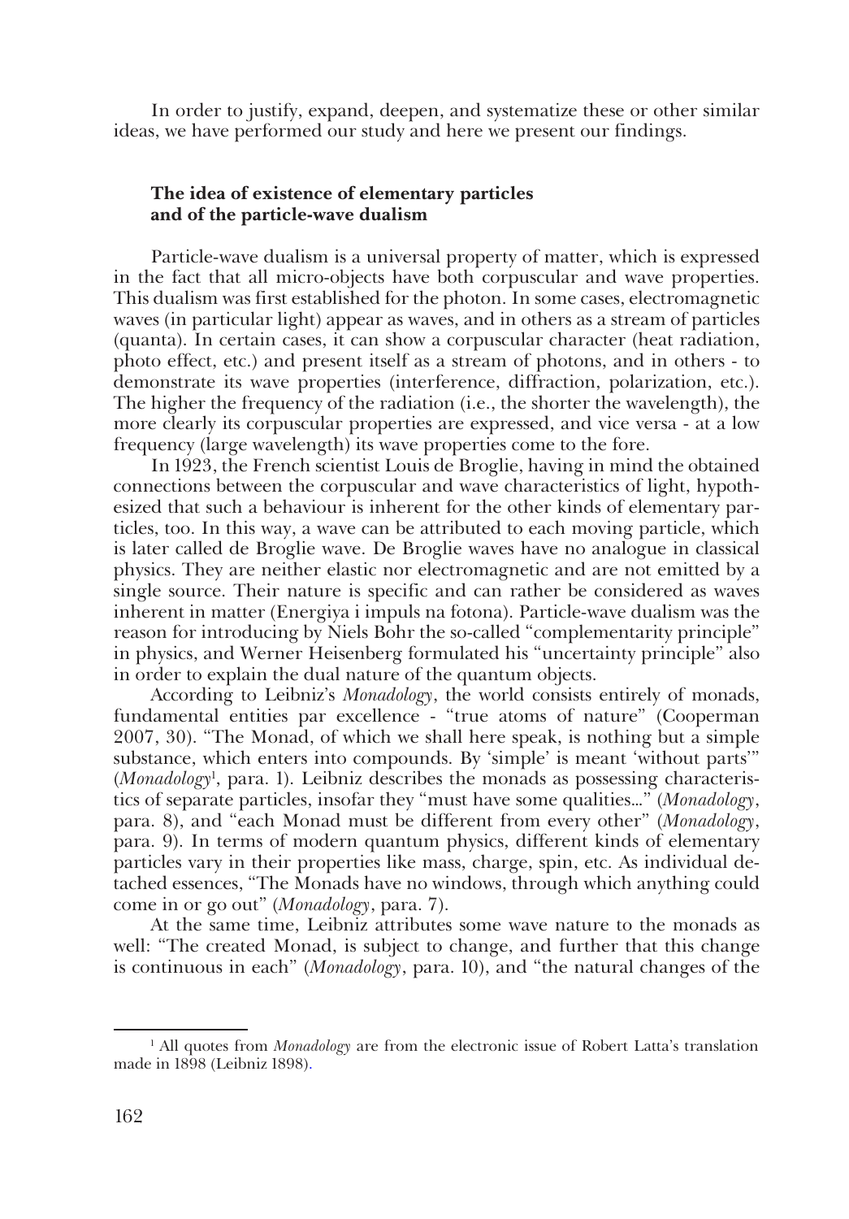In order to justify, expand, deepen, and systematize these or other similar ideas, we have performed our study and here we present our findings.

### The idea of existence of elementary particles and of the particle-wave dualism

Particle-wave dualism is a universal property of matter, which is expressed in the fact that all micro-objects have both corpuscular and wave properties. This dualism was first established for the photon. In some cases, electromagnetic waves (in particular light) appear as waves, and in others as a stream of particles (quanta). In certain cases, it can show a corpuscular character (heat radiation, photo effect, etc.) and present itself as a stream of photons, and in others - to demonstrate its wave properties (interference, diffraction, polarization, etc.). The higher the frequency of the radiation (i.e., the shorter the wavelength), the more clearly its corpuscular properties are expressed, and vice versa - at a low frequency (large wavelength) its wave properties come to the fore.

In 1923, the French scientist Louis de Broglie, having in mind the obtained connections between the corpuscular and wave characteristics of light, hypothesized that such a behaviour is inherent for the other kinds of elementary particles, too. In this way, a wave can be attributed to each moving particle, which is later called de Broglie wave. De Broglie waves have no analogue in classical physics. They are neither elastic nor electromagnetic and are not emitted by a single source. Their nature is specific and can rather be considered as waves inherent in matter (Energiya i impuls na fotona). Particle-wave dualism was the reason for introducing by Niels Bohr the so-called "complementarity principle" in physics, and Werner Heisenberg formulated his "uncertainty principle" also in order to explain the dual nature of the quantum objects.

According to Leibniz's *Monadology*, the world consists entirely of monads, fundamental entities par excellence - "true atoms of nature" (Cooperman 2007, 30). "The Monad, of which we shall here speak, is nothing but a simple substance, which enters into compounds. By 'simple' is meant 'without parts'" (*Monadology*[1], para. 1). Leibniz describes the monads as possessing characteristics of separate particles, insofar they "must have some qualities..." (*Monadology*, para. 8), and "each Monad must be different from every other" (*Monadology*, para. 9). In terms of modern quantum physics, different kinds of elementary particles vary in their properties like mass, charge, spin, etc. As individual detached essences, "The Monads have no windows, through which anything could come in or go out" (*Monadology*, para. 7).

At the same time, Leibniz attributes some wave nature to the monads as well: "The created Monad, is subject to change, and further that this change is continuous in each" (*Monadology*, para. 10), and "the natural changes of the

[1] All quotes from *Monadology* are from the electronic issue of Robert Latta's translation made in 1898 (Leibniz 1898).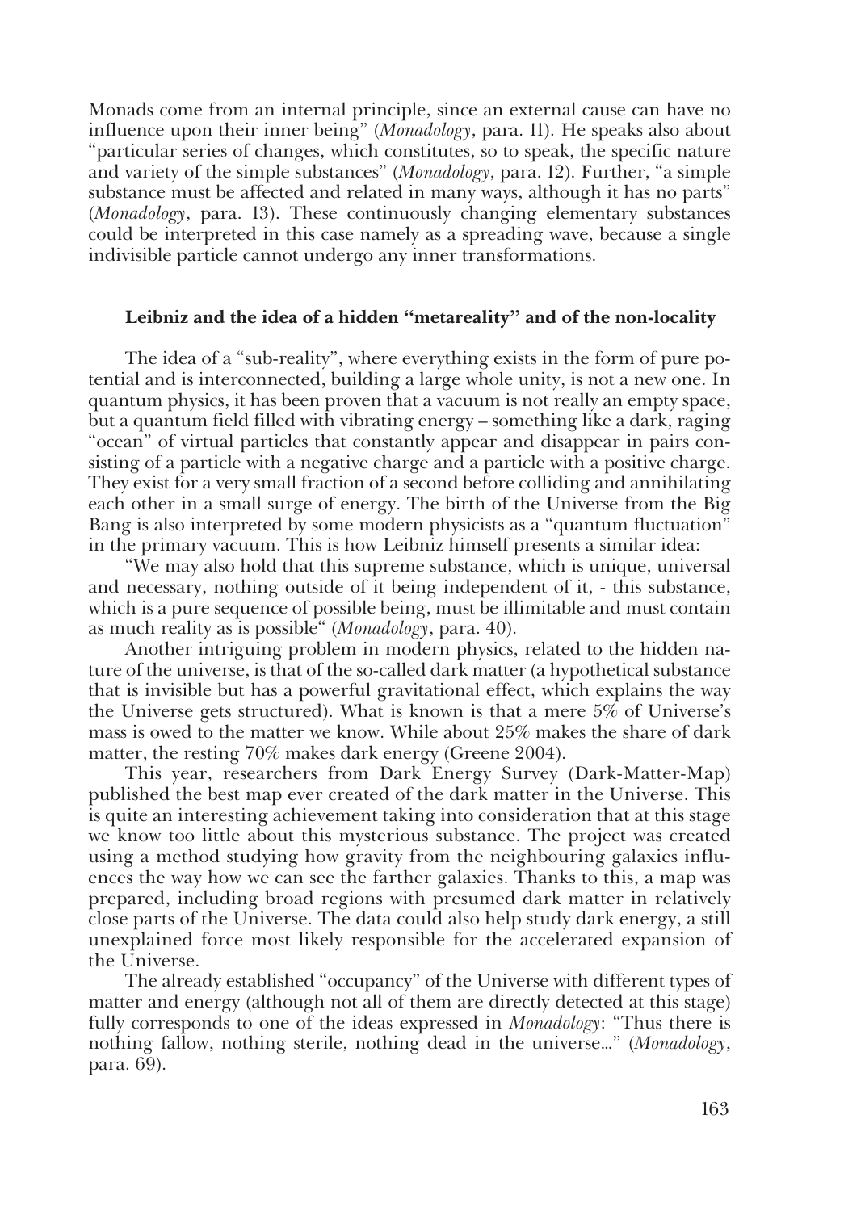Monads come from an internal principle, since an external cause can have no influence upon their inner being" (*Monadology*, para. 11). He speaks also about "particular series of changes, which constitutes, so to speak, the specific nature and variety of the simple substances" (*Monadology*, para. 12). Further, "a simple substance must be affected and related in many ways, although it has no parts" (*Monadology*, para. 13). These continuously changing elementary substances could be interpreted in this case namely as a spreading wave, because a single indivisible particle cannot undergo any inner transformations.

### Leibniz and the idea of a hidden "metareality" and of the non-locality

The idea of a "sub-reality", where everything exists in the form of pure potential and is interconnected, building a large whole unity, is not a new one. In quantum physics, it has been proven that a vacuum is not really an empty space, but a quantum field filled with vibrating energy – something like a dark, raging "ocean" of virtual particles that constantly appear and disappear in pairs consisting of a particle with a negative charge and a particle with a positive charge. They exist for a very small fraction of a second before colliding and annihilating each other in a small surge of energy. The birth of the Universe from the Big Bang is also interpreted by some modern physicists as a "quantum fluctuation" in the primary vacuum. This is how Leibniz himself presents a similar idea:

"We may also hold that this supreme substance, which is unique, universal and necessary, nothing outside of it being independent of it, - this substance, which is a pure sequence of possible being, must be illimitable and must contain as much reality as is possible" (*Monadology*, para. 40).

Another intriguing problem in modern physics, related to the hidden nature of the universe, is that of the so-called dark matter (a hypothetical substance that is invisible but has a powerful gravitational effect, which explains the way the Universe gets structured). What is known is that a mere 5% of Universe's mass is owed to the matter we know. While about 25% makes the share of dark matter, the resting 70% makes dark energy (Greene 2004).

This year, researchers from Dark Energy Survey (Dark-Matter-Map) published the best map ever created of the dark matter in the Universe. This is quite an interesting achievement taking into consideration that at this stage we know too little about this mysterious substance. The project was created using a method studying how gravity from the neighbouring galaxies influences the way how we can see the farther galaxies. Thanks to this, a map was prepared, including broad regions with presumed dark matter in relatively close parts of the Universe. The data could also help study dark energy, a still unexplained force most likely responsible for the accelerated expansion of the Universe.

The already established "occupancy" of the Universe with different types of matter and energy (although not all of them are directly detected at this stage) fully corresponds to one of the ideas expressed in *Monadology*: "Thus there is nothing fallow, nothing sterile, nothing dead in the universe..." (*Monadology*, para. 69).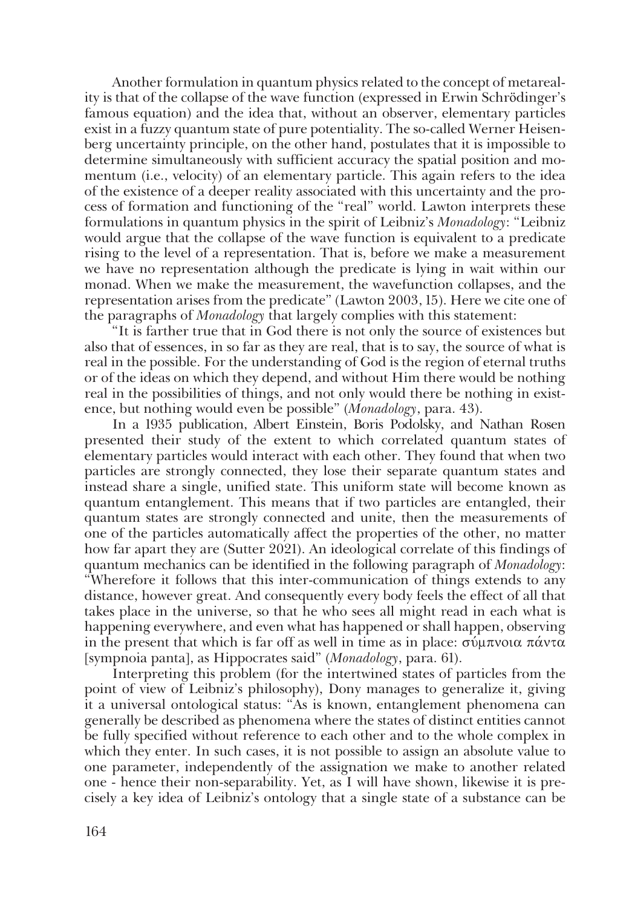Another formulation in quantum physics related to the concept of metareality is that of the collapse of the wave function (expressed in Erwin Schrödinger's famous equation) and the idea that, without an observer, elementary particles exist in a fuzzy quantum state of pure potentiality. The so-called Werner Heisenberg uncertainty principle, on the other hand, postulates that it is impossible to determine simultaneously with sufficient accuracy the spatial position and momentum (i.e., velocity) of an elementary particle. This again refers to the idea of the existence of a deeper reality associated with this uncertainty and the process of formation and functioning of the "real" world. Lawton interprets these formulations in quantum physics in the spirit of Leibniz's *Monadology*: "Leibniz would argue that the collapse of the wave function is equivalent to a predicate rising to the level of a representation. That is, before we make a measurement we have no representation although the predicate is lying in wait within our monad. When we make the measurement, the wavefunction collapses, and the representation arises from the predicate" (Lawton 2003, 15). Here we cite one of the paragraphs of *Monadology* that largely complies with this statement:

"It is farther true that in God there is not only the source of existences but also that of essences, in so far as they are real, that is to say, the source of what is real in the possible. For the understanding of God is the region of eternal truths or of the ideas on which they depend, and without Him there would be nothing real in the possibilities of things, and not only would there be nothing in existence, but nothing would even be possible" (*Monadology*, para. 43).

In a 1935 publication, Albert Einstein, Boris Podolsky, and Nathan Rosen presented their study of the extent to which correlated quantum states of elementary particles would interact with each other. They found that when two particles are strongly connected, they lose their separate quantum states and instead share a single, unified state. This uniform state will become known as quantum entanglement. This means that if two particles are entangled, their quantum states are strongly connected and unite, then the measurements of one of the particles automatically affect the properties of the other, no matter how far apart they are (Sutter 2021). An ideological correlate of this findings of quantum mechanics can be identified in the following paragraph of *Monadology*: "Wherefore it follows that this inter-communication of things extends to any distance, however great. And consequently every body feels the effect of all that takes place in the universe, so that he who sees all might read in each what is happening everywhere, and even what has happened or shall happen, observing in the present that which is far off as well in time as in place: σύμπνοια πάντα [sympnoia panta], as Hippocrates said" (*Monadology*, para. 61).

Interpreting this problem (for the intertwined states of particles from the point of view of Leibniz's philosophy), Dony manages to generalize it, giving it a universal ontological status: "As is known, entanglement phenomena can generally be described as phenomena where the states of distinct entities cannot be fully specified without reference to each other and to the whole complex in which they enter. In such cases, it is not possible to assign an absolute value to one parameter, independently of the assignation we make to another related one - hence their non-separability. Yet, as I will have shown, likewise it is precisely a key idea of Leibniz's ontology that a single state of a substance can be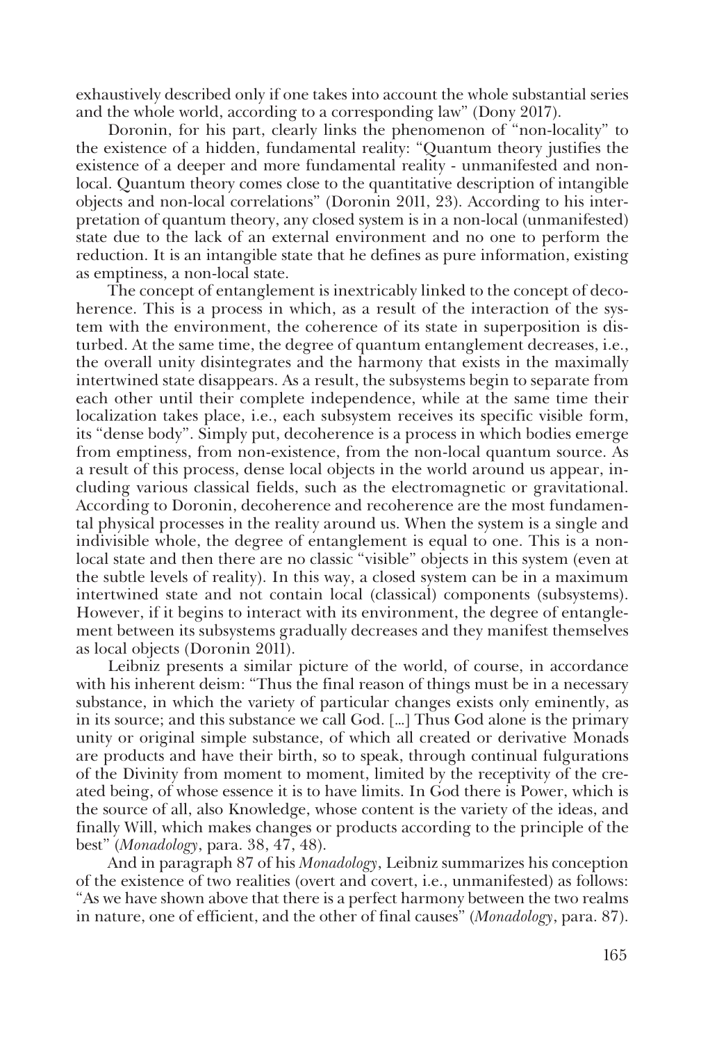exhaustively described only if one takes into account the whole substantial series and the whole world, according to a corresponding law" (Dony 2017).

Doronin, for his part, clearly links the phenomenon of "non-locality" to the existence of a hidden, fundamental reality: "Quantum theory justifies the existence of a deeper and more fundamental reality - unmanifested and non-local. Quantum theory comes close to the quantitative description of intangible objects and non-local correlations" (Doronin 2011, 23). According to his interpretation of quantum theory, any closed system is in a non-local (unmanifested) state due to the lack of an external environment and no one to perform the reduction. It is an intangible state that he defines as pure information, existing as emptiness, a non-local state.

The concept of entanglement is inextricably linked to the concept of decoherence. This is a process in which, as a result of the interaction of the system with the environment, the coherence of its state in superposition is disturbed. At the same time, the degree of quantum entanglement decreases, i.e., the overall unity disintegrates and the harmony that exists in the maximally intertwined state disappears. As a result, the subsystems begin to separate from each other until their complete independence, while at the same time their localization takes place, i.e., each subsystem receives its specific visible form, its "dense body". Simply put, decoherence is a process in which bodies emerge from emptiness, from non-existence, from the non-local quantum source. As a result of this process, dense local objects in the world around us appear, including various classical fields, such as the electromagnetic or gravitational. According to Doronin, decoherence and recoherence are the most fundamental physical processes in the reality around us. When the system is a single and indivisible whole, the degree of entanglement is equal to one. This is a non-local state and then there are no classic "visible" objects in this system (even at the subtle levels of reality). In this way, a closed system can be in a maximum intertwined state and not contain local (classical) components (subsystems). However, if it begins to interact with its environment, the degree of entanglement between its subsystems gradually decreases and they manifest themselves as local objects (Doronin 2011).

Leibniz presents a similar picture of the world, of course, in accordance with his inherent deism: "Thus the final reason of things must be in a necessary substance, in which the variety of particular changes exists only eminently, as in its source; and this substance we call God. […] Thus God alone is the primary unity or original simple substance, of which all created or derivative Monads are products and have their birth, so to speak, through continual fulgurations of the Divinity from moment to moment, limited by the receptivity of the created being, of whose essence it is to have limits. In God there is Power, which is the source of all, also Knowledge, whose content is the variety of the ideas, and finally Will, which makes changes or products according to the principle of the best" (*Monadology*, para. 38, 47, 48).

And in paragraph 87 of his *Monadology*, Leibniz summarizes his conception of the existence of two realities (overt and covert, i.e., unmanifested) as follows: "As we have shown above that there is a perfect harmony between the two realms in nature, one of efficient, and the other of final causes" (*Monadology*, para. 87).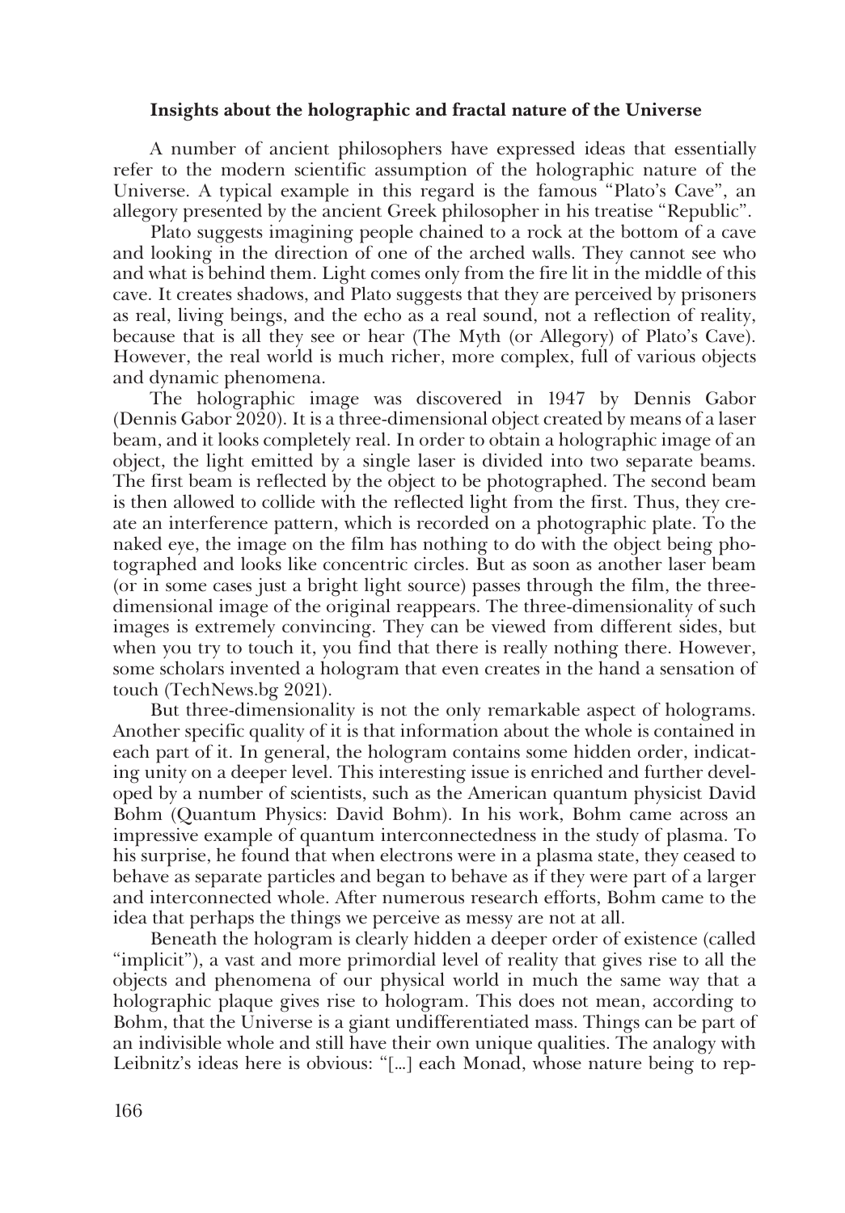### Insights about the holographic and fractal nature of the Universe

A number of ancient philosophers have expressed ideas that essentially refer to the modern scientific assumption of the holographic nature of the Universe. A typical example in this regard is the famous "Plato's Cave", an allegory presented by the ancient Greek philosopher in his treatise "Republic".

Plato suggests imagining people chained to a rock at the bottom of a cave and looking in the direction of one of the arched walls. They cannot see who and what is behind them. Light comes only from the fire lit in the middle of this cave. It creates shadows, and Plato suggests that they are perceived by prisoners as real, living beings, and the echo as a real sound, not a reflection of reality, because that is all they see or hear (The Myth (or Allegory) of Plato's Cave). However, the real world is much richer, more complex, full of various objects and dynamic phenomena.

The holographic image was discovered in 1947 by Dennis Gabor (Dennis Gabor 2020). It is a three-dimensional object created by means of a laser beam, and it looks completely real. In order to obtain a holographic image of an object, the light emitted by a single laser is divided into two separate beams. The first beam is reflected by the object to be photographed. The second beam is then allowed to collide with the reflected light from the first. Thus, they create an interference pattern, which is recorded on a photographic plate. To the naked eye, the image on the film has nothing to do with the object being photographed and looks like concentric circles. But as soon as another laser beam (or in some cases just a bright light source) passes through the film, the three-dimensional image of the original reappears. The three-dimensionality of such images is extremely convincing. They can be viewed from different sides, but when you try to touch it, you find that there is really nothing there. However, some scholars invented a hologram that even creates in the hand a sensation of touch (TechNews.bg 2021).

But three-dimensionality is not the only remarkable aspect of holograms. Another specific quality of it is that information about the whole is contained in each part of it. In general, the hologram contains some hidden order, indicating unity on a deeper level. This interesting issue is enriched and further developed by a number of scientists, such as the American quantum physicist David Bohm (Quantum Physics: David Bohm). In his work, Bohm came across an impressive example of quantum interconnectedness in the study of plasma. To his surprise, he found that when electrons were in a plasma state, they ceased to behave as separate particles and began to behave as if they were part of a larger and interconnected whole. After numerous research efforts, Bohm came to the idea that perhaps the things we perceive as messy are not at all.

Beneath the hologram is clearly hidden a deeper order of existence (called "implicit"), a vast and more primordial level of reality that gives rise to all the objects and phenomena of our physical world in much the same way that a holographic plaque gives rise to hologram. This does not mean, according to Bohm, that the Universe is a giant undifferentiated mass. Things can be part of an indivisible whole and still have their own unique qualities. The analogy with Leibnitz's ideas here is obvious: "[…] each Monad, whose nature being to rep-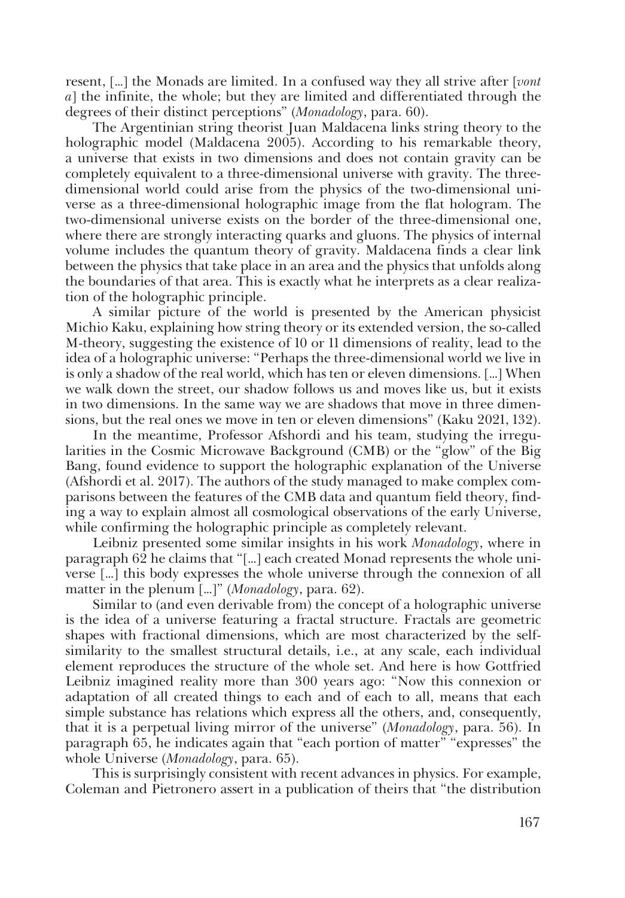resent, [...] the Monads are limited. In a confused way they all strive after [*vont a*] the infinite, the whole; but they are limited and differentiated through the degrees of their distinct perceptions" (*Monadology*, para. 60).

The Argentinian string theorist Juan Maldacena links string theory to the holographic model (Maldacena 2005). According to his remarkable theory, a universe that exists in two dimensions and does not contain gravity can be completely equivalent to a three-dimensional universe with gravity. The three-dimensional world could arise from the physics of the two-dimensional universe as a three-dimensional holographic image from the flat hologram. The two-dimensional universe exists on the border of the three-dimensional one, where there are strongly interacting quarks and gluons. The physics of internal volume includes the quantum theory of gravity. Maldacena finds a clear link between the physics that take place in an area and the physics that unfolds along the boundaries of that area. This is exactly what he interprets as a clear realization of the holographic principle.

A similar picture of the world is presented by the American physicist Michio Kaku, explaining how string theory or its extended version, the so-called M-theory, suggesting the existence of 10 or 11 dimensions of reality, lead to the idea of a holographic universe: "Perhaps the three-dimensional world we live in is only a shadow of the real world, which has ten or eleven dimensions. [...] When we walk down the street, our shadow follows us and moves like us, but it exists in two dimensions. In the same way we are shadows that move in three dimensions, but the real ones we move in ten or eleven dimensions" (Kaku 2021, 132).

In the meantime, Professor Afshordi and his team, studying the irregularities in the Cosmic Microwave Background (CMB) or the "glow" of the Big Bang, found evidence to support the holographic explanation of the Universe (Afshordi et al. 2017). The authors of the study managed to make complex comparisons between the features of the CMB data and quantum field theory, finding a way to explain almost all cosmological observations of the early Universe, while confirming the holographic principle as completely relevant.

Leibniz presented some similar insights in his work *Monadology*, where in paragraph 62 he claims that "[...] each created Monad represents the whole universe [...] this body expresses the whole universe through the connexion of all matter in the plenum [...]" (*Monadology*, para. 62).

Similar to (and even derivable from) the concept of a holographic universe is the idea of a universe featuring a fractal structure. Fractals are geometric shapes with fractional dimensions, which are most characterized by the self-similarity to the smallest structural details, i.e., at any scale, each individual element reproduces the structure of the whole set. And here is how Gottfried Leibniz imagined reality more than 300 years ago: "Now this connexion or adaptation of all created things to each and of each to all, means that each simple substance has relations which express all the others, and, consequently, that it is a perpetual living mirror of the universe" (*Monadology*, para. 56). In paragraph 65, he indicates again that "each portion of matter" "expresses" the whole Universe (*Monadology*, para. 65).

This is surprisingly consistent with recent advances in physics. For example, Coleman and Pietronero assert in a publication of theirs that "the distribution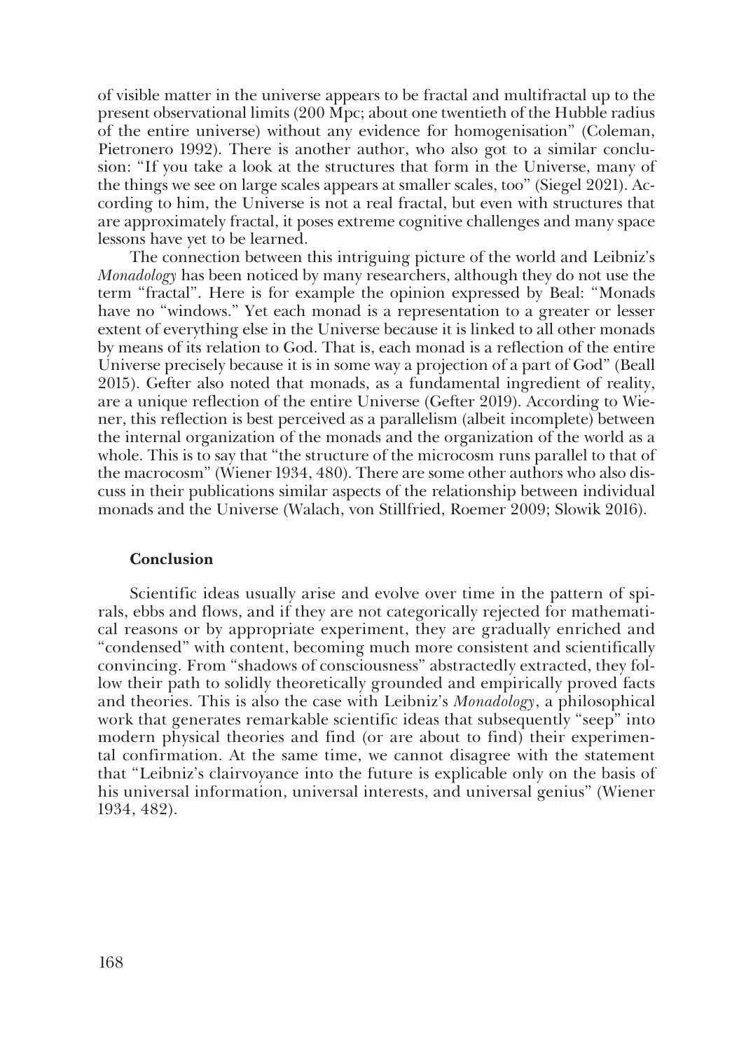of visible matter in the universe appears to be fractal and multifractal up to the present observational limits (200 Mpc; about one twentieth of the Hubble radius of the entire universe) without any evidence for homogenisation" (Coleman, Pietronero 1992). There is another author, who also got to a similar conclusion: "If you take a look at the structures that form in the Universe, many of the things we see on large scales appears at smaller scales, too" (Siegel 2021). According to him, the Universe is not a real fractal, but even with structures that are approximately fractal, it poses extreme cognitive challenges and many space lessons have yet to be learned.

The connection between this intriguing picture of the world and Leibniz's *Monadology* has been noticed by many researchers, although they do not use the term "fractal". Here is for example the opinion expressed by Beal: "Monads have no "windows." Yet each monad is a representation to a greater or lesser extent of everything else in the Universe because it is linked to all other monads by means of its relation to God. That is, each monad is a reflection of the entire Universe precisely because it is in some way a projection of a part of God" (Beall 2015). Gefter also noted that monads, as a fundamental ingredient of reality, are a unique reflection of the entire Universe (Gefter 2019). According to Wiener, this reflection is best perceived as a parallelism (albeit incomplete) between the internal organization of the monads and the organization of the world as a whole. This is to say that "the structure of the microcosm runs parallel to that of the macrocosm" (Wiener 1934, 480). There are some other authors who also discuss in their publications similar aspects of the relationship between individual monads and the Universe (Walach, von Stillfried, Roemer 2009; Slowik 2016).

## Conclusion

Scientific ideas usually arise and evolve over time in the pattern of spirals, ebbs and flows, and if they are not categorically rejected for mathematical reasons or by appropriate experiment, they are gradually enriched and "condensed" with content, becoming much more consistent and scientifically convincing. From "shadows of consciousness" abstractedly extracted, they follow their path to solidly theoretically grounded and empirically proved facts and theories. This is also the case with Leibniz's *Monadology*, a philosophical work that generates remarkable scientific ideas that subsequently "seep" into modern physical theories and find (or are about to find) their experimental confirmation. At the same time, we cannot disagree with the statement that "Leibniz's clairvoyance into the future is explicable only on the basis of his universal information, universal interests, and universal genius" (Wiener 1934, 482).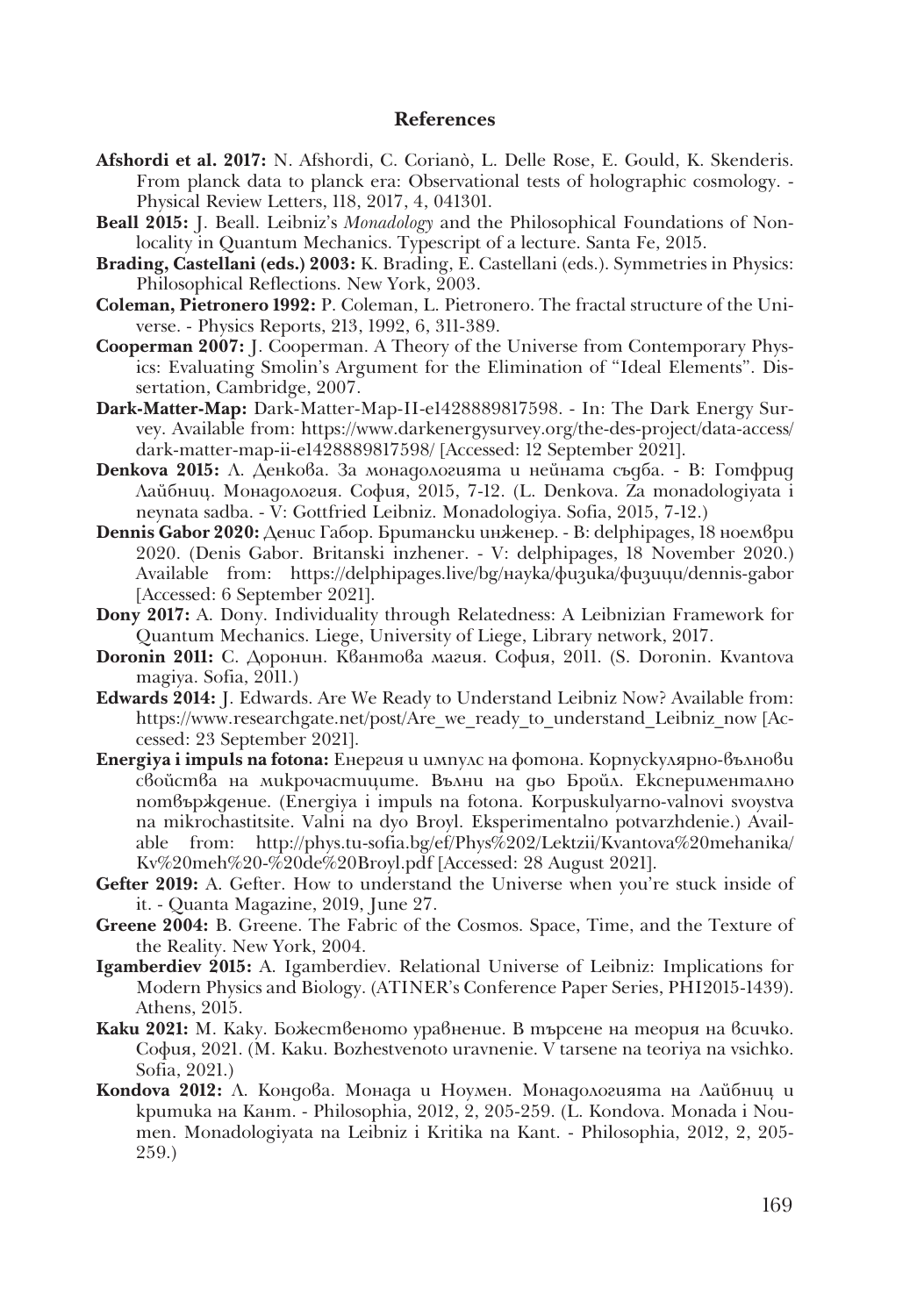## References

**Afshordi et al. 2017:** N. Afshordi, C. Corianò, L. Delle Rose, E. Gould, K. Skenderis. From planck data to planck era: Observational tests of holographic cosmology. - Physical Review Letters, 118, 2017, 4, 041301.

**Beall 2015:** J. Beall. Leibniz's *Monadology* and the Philosophical Foundations of Nonlocality in Quantum Mechanics. Typescript of a lecture. Santa Fe, 2015.

**Brading, Castellani (eds.) 2003:** K. Brading, E. Castellani (eds.). Symmetries in Physics: Philosophical Reflections. New York, 2003.

**Coleman, Pietronero 1992:** P. Coleman, L. Pietronero. The fractal structure of the Universe. - Physics Reports, 213, 1992, 6, 311-389.

**Cooperman 2007:** J. Cooperman. A Theory of the Universe from Contemporary Physics: Evaluating Smolin's Argument for the Elimination of "Ideal Elements". Dissertation, Cambridge, 2007.

**Dark-Matter-Map:** Dark-Matter-Map-II-e1428889817598. - In: The Dark Energy Survey. Available from: https://www.darkenergysurvey.org/the-des-project/data-access/dark-matter-map-ii-e1428889817598/ [Accessed: 12 September 2021].

**Denkova 2015:** Л. Денкова. За монадологията и нейната съдба. - В: Готфрид Лайбниц. Монадология. София, 2015, 7-12. (L. Denkova. Za monadologiyata i neynata sadba. - V: Gottfried Leibniz. Monadologiya. Sofia, 2015, 7-12.)

**Dennis Gabor 2020:** Денис Габор. Британски инженер. - В: delphipages, 18 ноември 2020. (Denis Gabor. Britanski inzhener. - V: delphipages, 18 November 2020.) Available from: https://delphipages.live/bg/наука/физика/физици/dennis-gabor [Accessed: 6 September 2021].

**Dony 2017:** A. Dony. Individuality through Relatedness: A Leibnizian Framework for Quantum Mechanics. Liege, University of Liege, Library network, 2017.

**Doronin 2011:** С. Доронин. Квантова магия. София, 2011. (S. Doronin. Kvantova magiya. Sofia, 2011.)

**Edwards 2014:** J. Edwards. Are We Ready to Understand Leibniz Now? Available from: https://www.researchgate.net/post/Are_we_ready_to_understand_Leibniz_now [Accessed: 23 September 2021].

**Energiya i impuls na fotona:** Енергия и импулс на фотона. Корпускулярно-вълнови свойства на микрочастиците. Вълни на дьо Бройл. Експериментално потвърждение. (Energiya i impuls na fotona. Korpuskulyarno-valnovi svoystva na mikrochastitsite. Valni na dyo Broyl. Eksperimentalno potvarzhdenie.) Available from: http://phys.tu-sofia.bg/ef/Phys%202/Lektzii/Kvantova%20mehanika/Kv%20meh%20-%20de%20Broyl.pdf [Accessed: 28 August 2021].

**Gefter 2019:** A. Gefter. How to understand the Universe when you're stuck inside of it. - Quanta Magazine, 2019, June 27.

**Greene 2004:** B. Greene. The Fabric of the Cosmos. Space, Time, and the Texture of the Reality. New York, 2004.

**Igamberdiev 2015:** A. Igamberdiev. Relational Universe of Leibniz: Implications for Modern Physics and Biology. (ATINER's Conference Paper Series, PHI2015-1439). Athens, 2015.

**Kaku 2021:** М. Каку. Божественото уравнение. В търсене на теория на всичко. София, 2021. (M. Kaku. Bozhestvenoto uravnenie. V tarsene na teoriya na vsichko. Sofia, 2021.)

**Kondova 2012:** Л. Кондова. Монада и Ноумен. Монадологията на Лайбниц и критика на Кант. - Philosophia, 2012, 2, 205-259. (L. Kondova. Monada i Noumen. Monadologiyata na Leibniz i Kritika na Kant. - Philosophia, 2012, 2, 205-259.)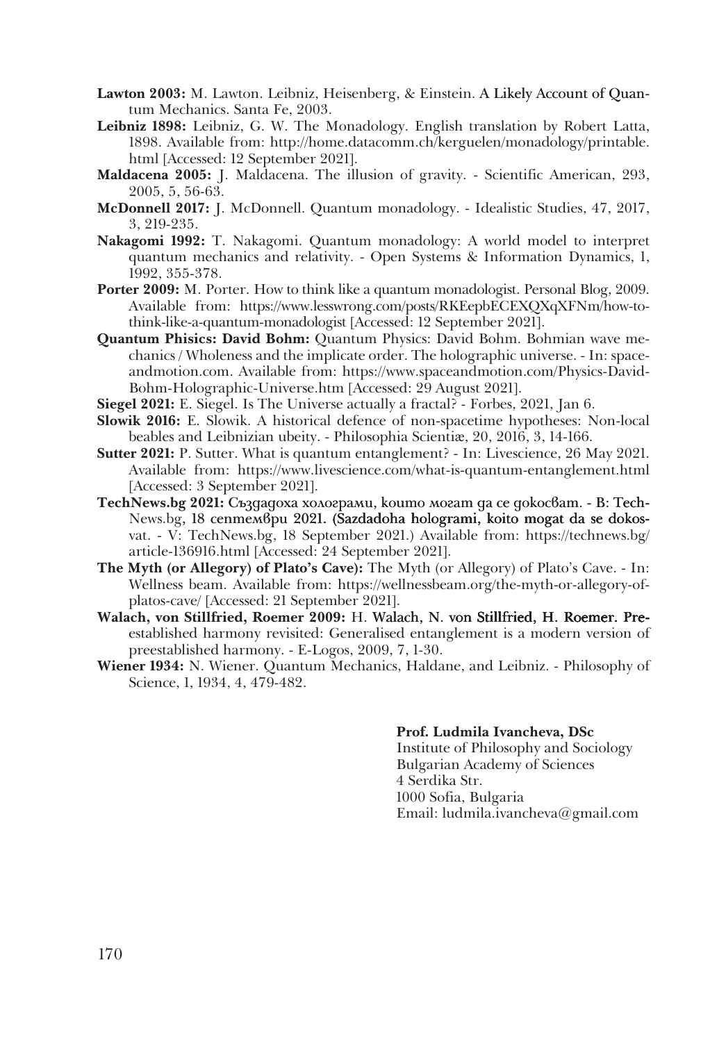**Lawton 2003:** M. Lawton. Leibniz, Heisenberg, & Einstein. A Likely Account of Quantum Mechanics. Santa Fe, 2003.

**Leibniz 1898:** Leibniz, G. W. The Monadology. English translation by Robert Latta, 1898. Available from: http://home.datacomm.ch/kerguelen/monadology/printable.html [Accessed: 12 September 2021].

**Maldacena 2005:** J. Maldacena. The illusion of gravity. - Scientific American, 293, 2005, 5, 56-63.

**McDonnell 2017:** J. McDonnell. Quantum monadology. - Idealistic Studies, 47, 2017, 3, 219-235.

**Nakagomi 1992:** T. Nakagomi. Quantum monadology: A world model to interpret quantum mechanics and relativity. - Open Systems & Information Dynamics, 1, 1992, 355-378.

**Porter 2009:** M. Porter. How to think like a quantum monadologist. Personal Blog, 2009. Available from: https://www.lesswrong.com/posts/RKEepbECEXQXqXFNm/how-to-think-like-a-quantum-monadologist [Accessed: 12 September 2021].

**Quantum Phisics: David Bohm:** Quantum Physics: David Bohm. Bohmian wave mechanics / Wholeness and the implicate order. The holographic universe. - In: spaceandmotion.com. Available from: https://www.spaceandmotion.com/Physics-David-Bohm-Holographic-Universe.htm [Accessed: 29 August 2021].

**Siegel 2021:** E. Siegel. Is The Universe actually a fractal? - Forbes, 2021, Jan 6.

**Slowik 2016:** E. Slowik. A historical defence of non-spacetime hypotheses: Non-local beables and Leibnizian ubeity. - Philosophia Scientiæ, 20, 2016, 3, 14-166.

**Sutter 2021:** P. Sutter. What is quantum entanglement? - In: Livescience, 26 May 2021. Available from: https://www.livescience.com/what-is-quantum-entanglement.html [Accessed: 3 September 2021].

**TechNews.bg 2021:** Създадоха холограми, които могат да се докосват. - В: TechNews.bg, 18 септември 2021. (Sazdadoha hologrami, koito mogat da se dokosvat. - V: TechNews.bg, 18 September 2021.) Available from: https://technews.bg/article-136916.html [Accessed: 24 September 2021].

**The Myth (or Allegory) of Plato's Cave):** The Myth (or Allegory) of Plato's Cave. - In: Wellness beam. Available from: https://wellnessbeam.org/the-myth-or-allegory-of-platos-cave/ [Accessed: 21 September 2021].

**Walach, von Stillfried, Roemer 2009:** H. Walach, N. von Stillfried, H. Roemer. Pre-established harmony revisited: Generalised entanglement is a modern version of preestablished harmony. - E-Logos, 2009, 7, 1-30.

**Wiener 1934:** N. Wiener. Quantum Mechanics, Haldane, and Leibniz. - Philosophy of Science, 1, 1934, 4, 479-482.

**Prof. Ludmila Ivancheva, DSc**
Institute of Philosophy and Sociology
Bulgarian Academy of Sciences
4 Serdika Str.
1000 Sofia, Bulgaria
Email: ludmila.ivancheva@gmail.com